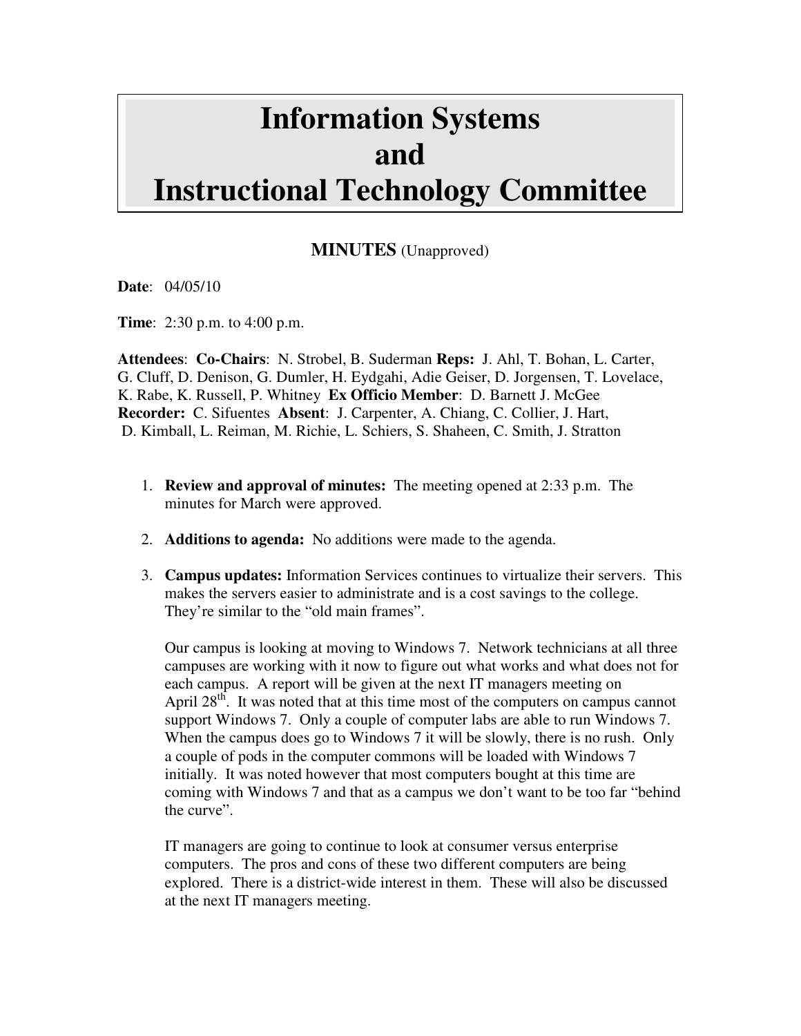# Information Systems and Instructional Technology Committee

**MINUTES** (Unapproved)

**Date**: 04/05/10

**Time**: 2:30 p.m. to 4:00 p.m.

**Attendees**: **Co-Chairs**: N. Strobel, B. Suderman **Reps:** J. Ahl, T. Bohan, L. Carter, G. Cluff, D. Denison, G. Dumler, H. Eydgahi, Adie Geiser, D. Jorgensen, T. Lovelace, K. Rabe, K. Russell, P. Whitney **Ex Officio Member**: D. Barnett J. McGee **Recorder:** C. Sifuentes **Absent**: J. Carpenter, A. Chiang, C. Collier, J. Hart, D. Kimball, L. Reiman, M. Richie, L. Schiers, S. Shaheen, C. Smith, J. Stratton

1. **Review and approval of minutes:** The meeting opened at 2:33 p.m. The minutes for March were approved.

2. **Additions to agenda:** No additions were made to the agenda.

3. **Campus updates:** Information Services continues to virtualize their servers. This makes the servers easier to administrate and is a cost savings to the college. They're similar to the "old main frames".

   Our campus is looking at moving to Windows 7. Network technicians at all three campuses are working with it now to figure out what works and what does not for each campus. A report will be given at the next IT managers meeting on April 28th. It was noted that at this time most of the computers on campus cannot support Windows 7. Only a couple of computer labs are able to run Windows 7. When the campus does go to Windows 7 it will be slowly, there is no rush. Only a couple of pods in the computer commons will be loaded with Windows 7 initially. It was noted however that most computers bought at this time are coming with Windows 7 and that as a campus we don't want to be too far "behind the curve".

   IT managers are going to continue to look at consumer versus enterprise computers. The pros and cons of these two different computers are being explored. There is a district-wide interest in them. These will also be discussed at the next IT managers meeting.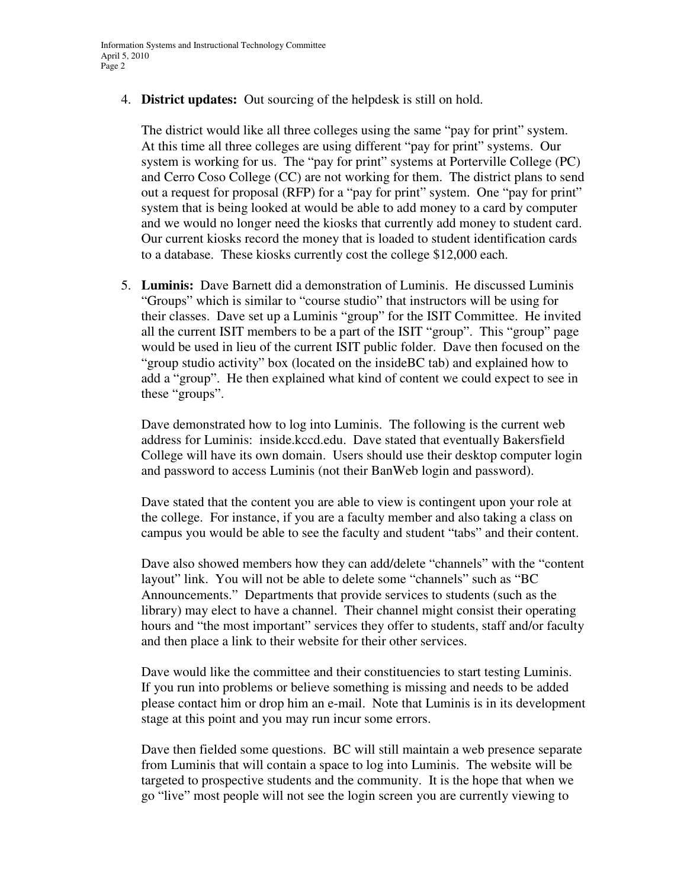4. **District updates:** Out sourcing of the helpdesk is still on hold.

   The district would like all three colleges using the same "pay for print" system. At this time all three colleges are using different "pay for print" systems. Our system is working for us. The "pay for print" systems at Porterville College (PC) and Cerro Coso College (CC) are not working for them. The district plans to send out a request for proposal (RFP) for a "pay for print" system. One "pay for print" system that is being looked at would be able to add money to a card by computer and we would no longer need the kiosks that currently add money to student card. Our current kiosks record the money that is loaded to student identification cards to a database. These kiosks currently cost the college $12,000 each.

5. **Luminis:** Dave Barnett did a demonstration of Luminis. He discussed Luminis "Groups" which is similar to "course studio" that instructors will be using for their classes. Dave set up a Luminis "group" for the ISIT Committee. He invited all the current ISIT members to be a part of the ISIT "group". This "group" page would be used in lieu of the current ISIT public folder. Dave then focused on the "group studio activity" box (located on the insideBC tab) and explained how to add a "group". He then explained what kind of content we could expect to see in these "groups".

   Dave demonstrated how to log into Luminis. The following is the current web address for Luminis: inside.kccd.edu. Dave stated that eventually Bakersfield College will have its own domain. Users should use their desktop computer login and password to access Luminis (not their BanWeb login and password).

   Dave stated that the content you are able to view is contingent upon your role at the college. For instance, if you are a faculty member and also taking a class on campus you would be able to see the faculty and student "tabs" and their content.

   Dave also showed members how they can add/delete "channels" with the "content layout" link. You will not be able to delete some "channels" such as "BC Announcements." Departments that provide services to students (such as the library) may elect to have a channel. Their channel might consist their operating hours and "the most important" services they offer to students, staff and/or faculty and then place a link to their website for their other services.

   Dave would like the committee and their constituencies to start testing Luminis. If you run into problems or believe something is missing and needs to be added please contact him or drop him an e-mail. Note that Luminis is in its development stage at this point and you may run incur some errors.

   Dave then fielded some questions. BC will still maintain a web presence separate from Luminis that will contain a space to log into Luminis. The website will be targeted to prospective students and the community. It is the hope that when we go "live" most people will not see the login screen you are currently viewing to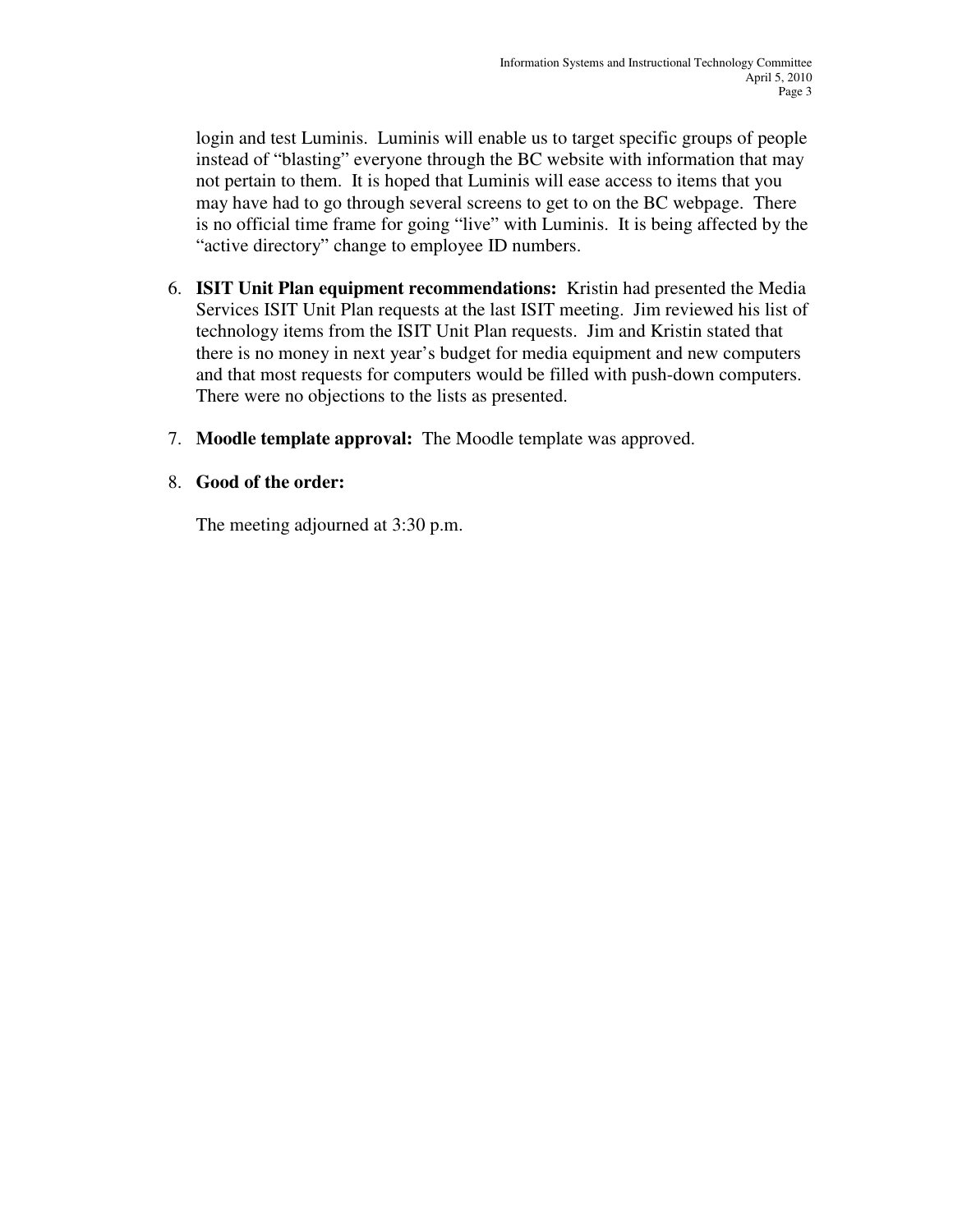login and test Luminis. Luminis will enable us to target specific groups of people instead of "blasting" everyone through the BC website with information that may not pertain to them. It is hoped that Luminis will ease access to items that you may have had to go through several screens to get to on the BC webpage. There is no official time frame for going "live" with Luminis. It is being affected by the "active directory" change to employee ID numbers.

6. **ISIT Unit Plan equipment recommendations:** Kristin had presented the Media Services ISIT Unit Plan requests at the last ISIT meeting. Jim reviewed his list of technology items from the ISIT Unit Plan requests. Jim and Kristin stated that there is no money in next year's budget for media equipment and new computers and that most requests for computers would be filled with push-down computers. There were no objections to the lists as presented.

7. **Moodle template approval:** The Moodle template was approved.

8. **Good of the order:**

   The meeting adjourned at 3:30 p.m.